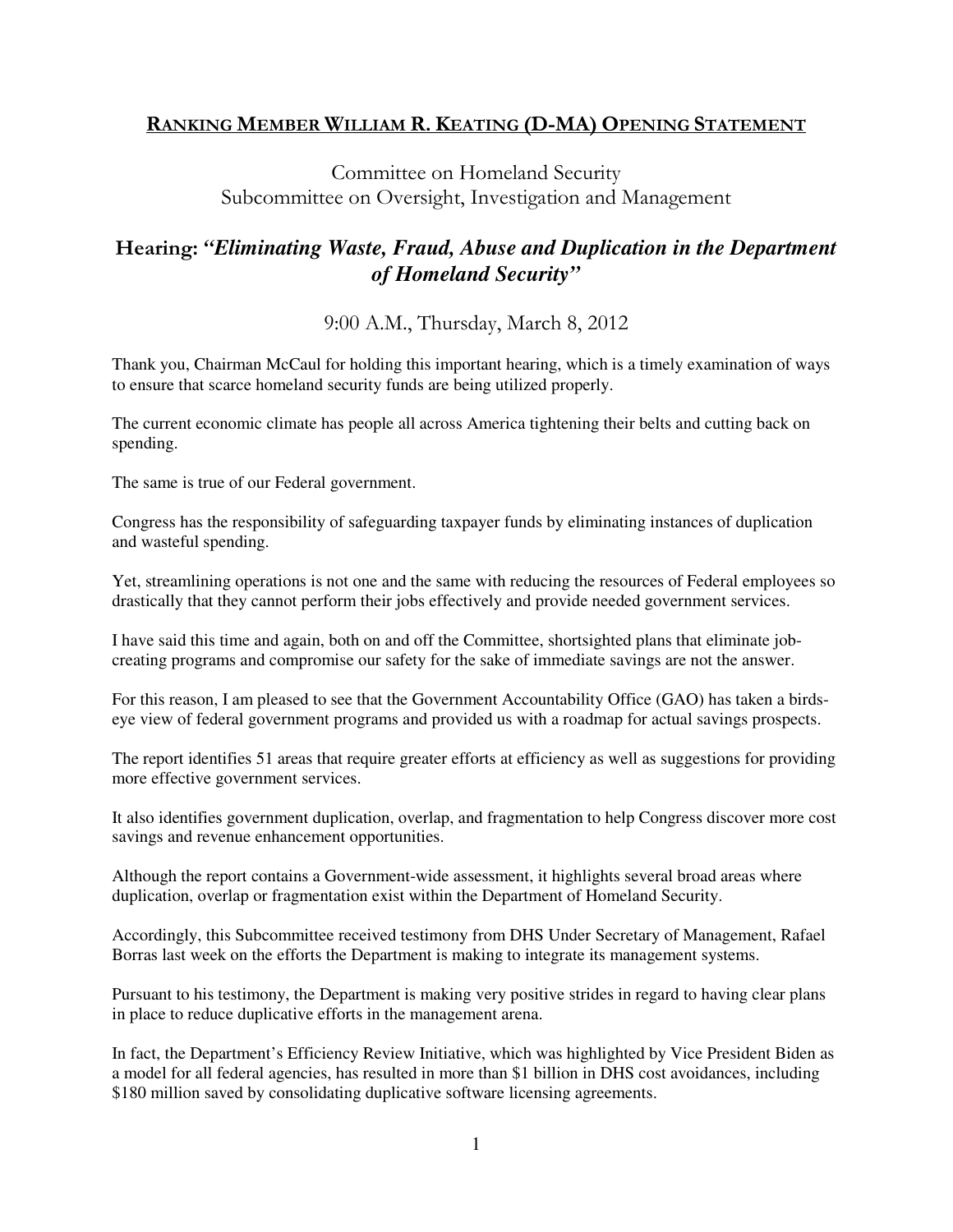## RANKING MEMBER WILLIAM R. KEATING (D-MA) OPENING STATEMENT

Committee on Homeland Security
Subcommittee on Oversight, Investigation and Management

### Hearing: *"Eliminating Waste, Fraud, Abuse and Duplication in the Department of Homeland Security"*

9:00 A.M., Thursday, March 8, 2012

Thank you, Chairman McCaul for holding this important hearing, which is a timely examination of ways to ensure that scarce homeland security funds are being utilized properly.

The current economic climate has people all across America tightening their belts and cutting back on spending.

The same is true of our Federal government.

Congress has the responsibility of safeguarding taxpayer funds by eliminating instances of duplication and wasteful spending.

Yet, streamlining operations is not one and the same with reducing the resources of Federal employees so drastically that they cannot perform their jobs effectively and provide needed government services.

I have said this time and again, both on and off the Committee, shortsighted plans that eliminate job-creating programs and compromise our safety for the sake of immediate savings are not the answer.

For this reason, I am pleased to see that the Government Accountability Office (GAO) has taken a birds-eye view of federal government programs and provided us with a roadmap for actual savings prospects.

The report identifies 51 areas that require greater efforts at efficiency as well as suggestions for providing more effective government services.

It also identifies government duplication, overlap, and fragmentation to help Congress discover more cost savings and revenue enhancement opportunities.

Although the report contains a Government-wide assessment, it highlights several broad areas where duplication, overlap or fragmentation exist within the Department of Homeland Security.

Accordingly, this Subcommittee received testimony from DHS Under Secretary of Management, Rafael Borras last week on the efforts the Department is making to integrate its management systems.

Pursuant to his testimony, the Department is making very positive strides in regard to having clear plans in place to reduce duplicative efforts in the management arena.

In fact, the Department's Efficiency Review Initiative, which was highlighted by Vice President Biden as a model for all federal agencies, has resulted in more than $1 billion in DHS cost avoidances, including $180 million saved by consolidating duplicative software licensing agreements.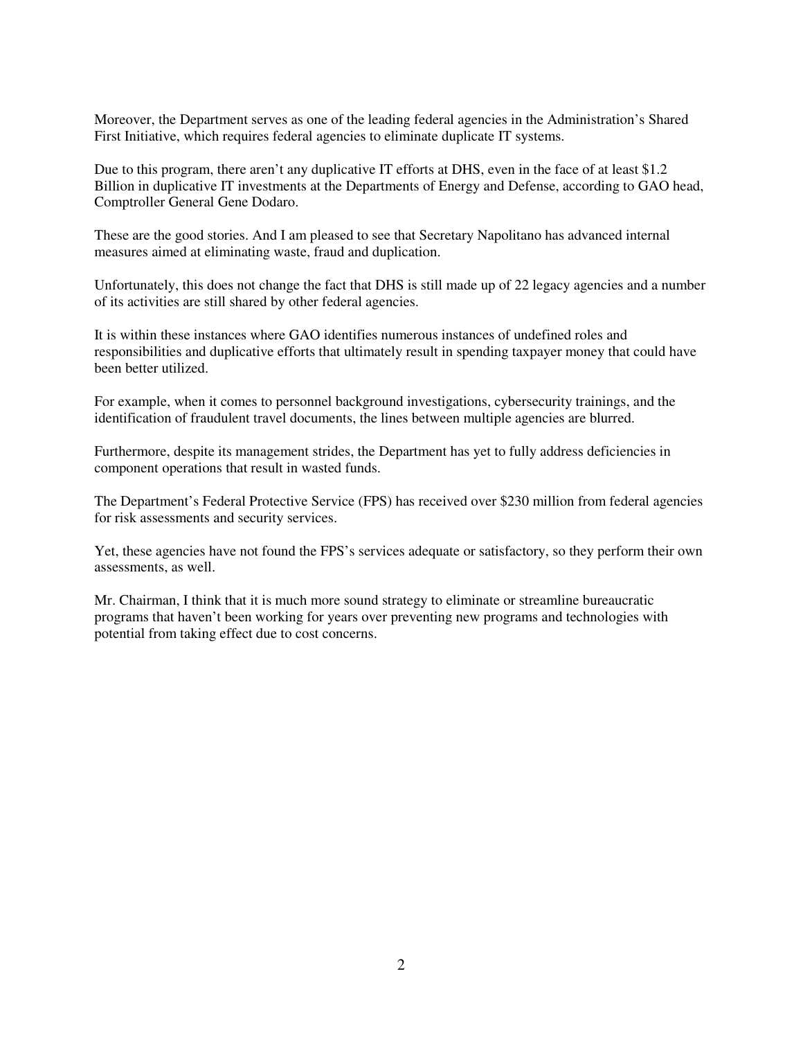Moreover, the Department serves as one of the leading federal agencies in the Administration's Shared First Initiative, which requires federal agencies to eliminate duplicate IT systems.

Due to this program, there aren't any duplicative IT efforts at DHS, even in the face of at least $1.2 Billion in duplicative IT investments at the Departments of Energy and Defense, according to GAO head, Comptroller General Gene Dodaro.

These are the good stories. And I am pleased to see that Secretary Napolitano has advanced internal measures aimed at eliminating waste, fraud and duplication.

Unfortunately, this does not change the fact that DHS is still made up of 22 legacy agencies and a number of its activities are still shared by other federal agencies.

It is within these instances where GAO identifies numerous instances of undefined roles and responsibilities and duplicative efforts that ultimately result in spending taxpayer money that could have been better utilized.

For example, when it comes to personnel background investigations, cybersecurity trainings, and the identification of fraudulent travel documents, the lines between multiple agencies are blurred.

Furthermore, despite its management strides, the Department has yet to fully address deficiencies in component operations that result in wasted funds.

The Department's Federal Protective Service (FPS) has received over $230 million from federal agencies for risk assessments and security services.

Yet, these agencies have not found the FPS's services adequate or satisfactory, so they perform their own assessments, as well.

Mr. Chairman, I think that it is much more sound strategy to eliminate or streamline bureaucratic programs that haven't been working for years over preventing new programs and technologies with potential from taking effect due to cost concerns.